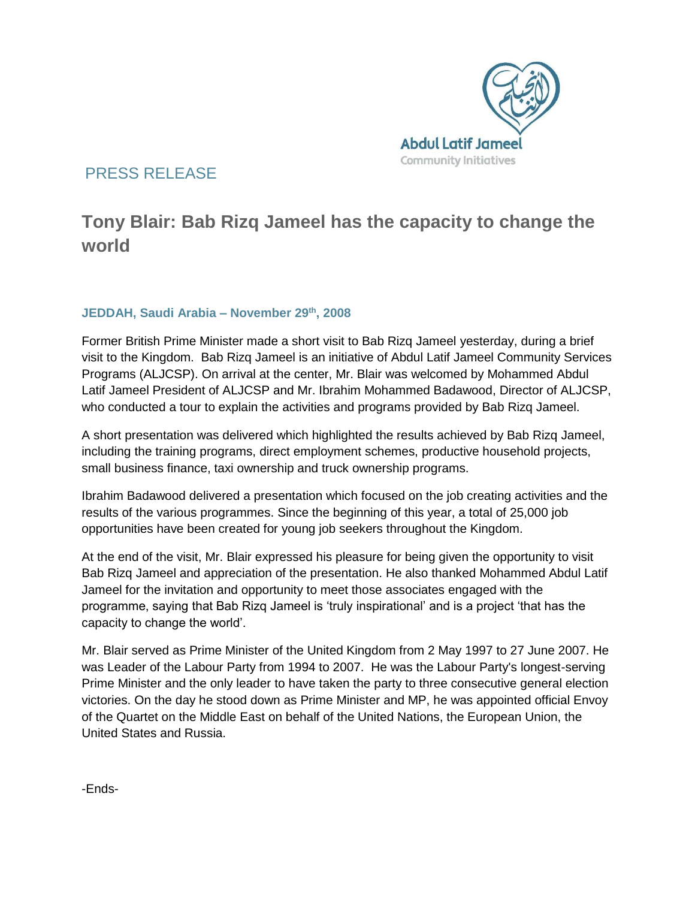Abdul Latif Jameel
Community Initiatives

PRESS RELEASE

# Tony Blair: Bab Rizq Jameel has the capacity to change the world

**JEDDAH, Saudi Arabia – November 29th, 2008**

Former British Prime Minister made a short visit to Bab Rizq Jameel yesterday, during a brief visit to the Kingdom. Bab Rizq Jameel is an initiative of Abdul Latif Jameel Community Services Programs (ALJCSP). On arrival at the center, Mr. Blair was welcomed by Mohammed Abdul Latif Jameel President of ALJCSP and Mr. Ibrahim Mohammed Badawood, Director of ALJCSP, who conducted a tour to explain the activities and programs provided by Bab Rizq Jameel.

A short presentation was delivered which highlighted the results achieved by Bab Rizq Jameel, including the training programs, direct employment schemes, productive household projects, small business finance, taxi ownership and truck ownership programs.

Ibrahim Badawood delivered a presentation which focused on the job creating activities and the results of the various programmes. Since the beginning of this year, a total of 25,000 job opportunities have been created for young job seekers throughout the Kingdom.

At the end of the visit, Mr. Blair expressed his pleasure for being given the opportunity to visit Bab Rizq Jameel and appreciation of the presentation. He also thanked Mohammed Abdul Latif Jameel for the invitation and opportunity to meet those associates engaged with the programme, saying that Bab Rizq Jameel is 'truly inspirational' and is a project 'that has the capacity to change the world'.

Mr. Blair served as Prime Minister of the United Kingdom from 2 May 1997 to 27 June 2007. He was Leader of the Labour Party from 1994 to 2007. He was the Labour Party's longest-serving Prime Minister and the only leader to have taken the party to three consecutive general election victories. On the day he stood down as Prime Minister and MP, he was appointed official Envoy of the Quartet on the Middle East on behalf of the United Nations, the European Union, the United States and Russia.

-Ends-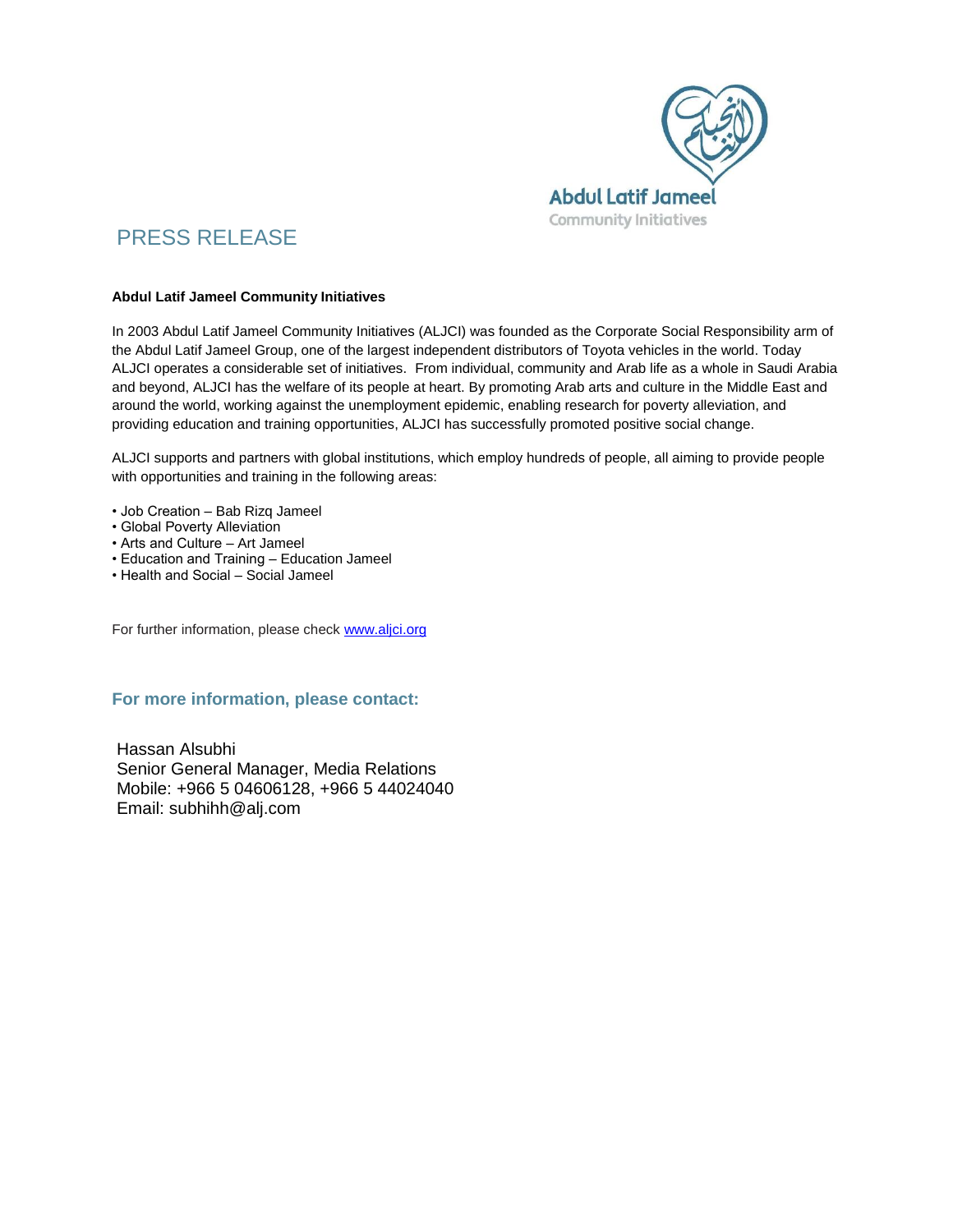Abdul Latif Jameel
Community Initiatives

# PRESS RELEASE

**Abdul Latif Jameel Community Initiatives**

In 2003 Abdul Latif Jameel Community Initiatives (ALJCI) was founded as the Corporate Social Responsibility arm of the Abdul Latif Jameel Group, one of the largest independent distributors of Toyota vehicles in the world. Today ALJCI operates a considerable set of initiatives. From individual, community and Arab life as a whole in Saudi Arabia and beyond, ALJCI has the welfare of its people at heart. By promoting Arab arts and culture in the Middle East and around the world, working against the unemployment epidemic, enabling research for poverty alleviation, and providing education and training opportunities, ALJCI has successfully promoted positive social change.

ALJCI supports and partners with global institutions, which employ hundreds of people, all aiming to provide people with opportunities and training in the following areas:

- Job Creation – Bab Rizq Jameel
- Global Poverty Alleviation
- Arts and Culture – Art Jameel
- Education and Training – Education Jameel
- Health and Social – Social Jameel

For further information, please check www.aljci.org

## For more information, please contact:

Hassan Alsubhi
Senior General Manager, Media Relations
Mobile: +966 5 04606128, +966 5 44024040
Email: subhihh@alj.com